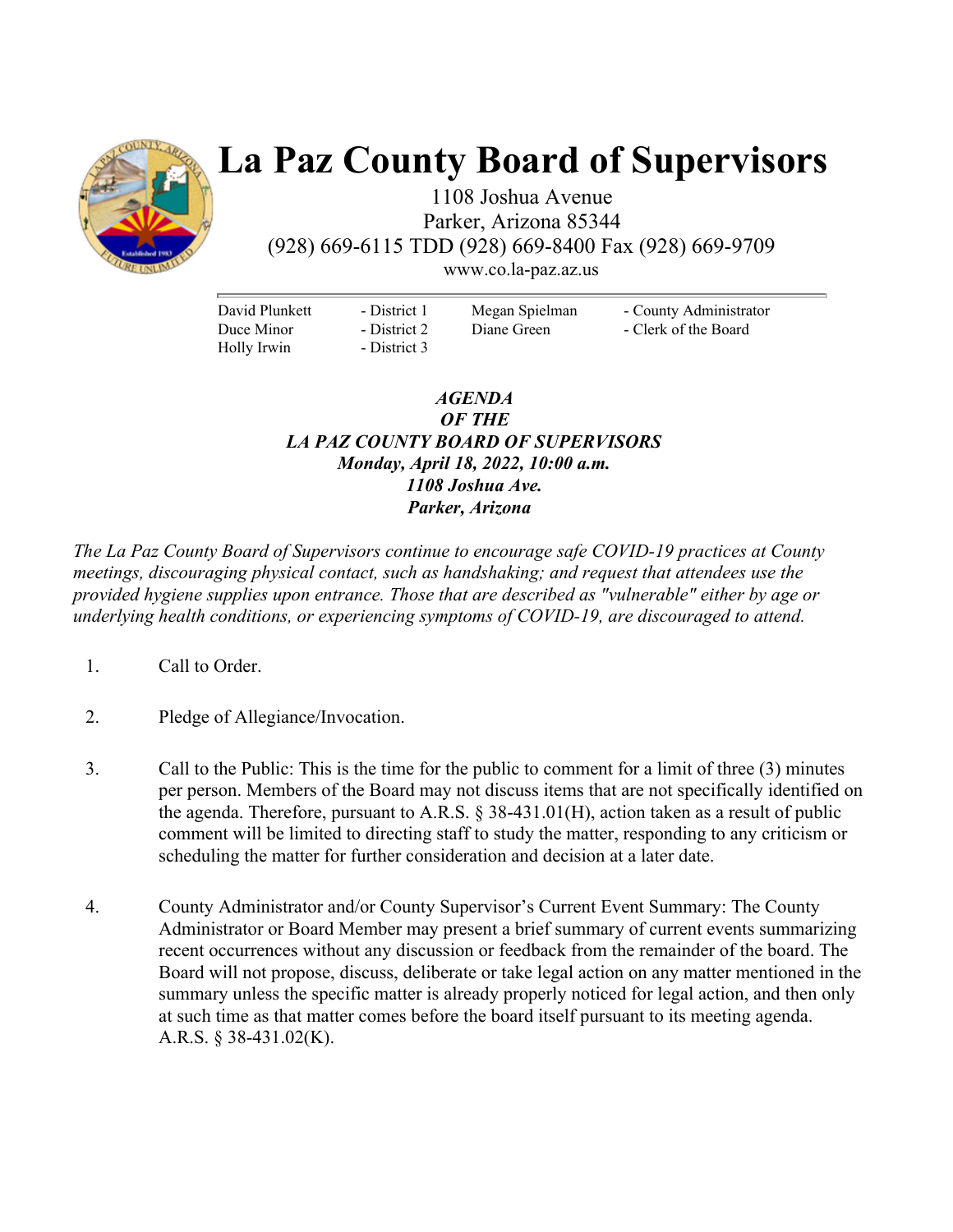# La Paz County Board of Supervisors

1108 Joshua Avenue
Parker, Arizona 85344
(928) 669-6115 TDD (928) 669-8400 Fax (928) 669-9709
www.co.la-paz.az.us

| | | | |
|---|---|---|---|
| David Plunkett | - District 1 | Megan Spielman | - County Administrator |
| Duce Minor | - District 2 | Diane Green | - Clerk of the Board |
| Holly Irwin | - District 3 | | |

***AGENDA***
***OF THE***
***LA PAZ COUNTY BOARD OF SUPERVISORS***
***Monday, April 18, 2022, 10:00 a.m.***
***1108 Joshua Ave.***
***Parker, Arizona***

*The La Paz County Board of Supervisors continue to encourage safe COVID-19 practices at County meetings, discouraging physical contact, such as handshaking; and request that attendees use the provided hygiene supplies upon entrance. Those that are described as "vulnerable" either by age or underlying health conditions, or experiencing symptoms of COVID-19, are discouraged to attend.*

1. Call to Order.

2. Pledge of Allegiance/Invocation.

3. Call to the Public: This is the time for the public to comment for a limit of three (3) minutes per person. Members of the Board may not discuss items that are not specifically identified on the agenda. Therefore, pursuant to A.R.S. § 38-431.01(H), action taken as a result of public comment will be limited to directing staff to study the matter, responding to any criticism or scheduling the matter for further consideration and decision at a later date.

4. County Administrator and/or County Supervisor's Current Event Summary: The County Administrator or Board Member may present a brief summary of current events summarizing recent occurrences without any discussion or feedback from the remainder of the board. The Board will not propose, discuss, deliberate or take legal action on any matter mentioned in the summary unless the specific matter is already properly noticed for legal action, and then only at such time as that matter comes before the board itself pursuant to its meeting agenda. A.R.S. § 38-431.02(K).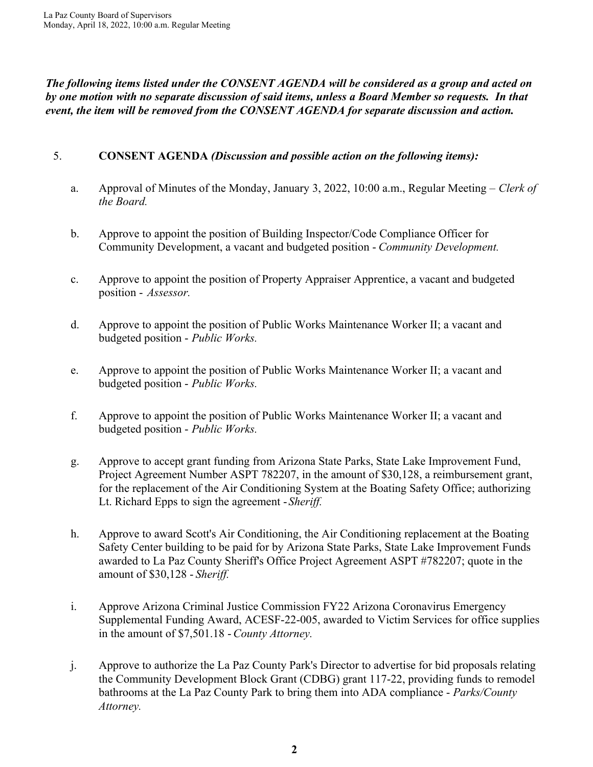***The following items listed under the CONSENT AGENDA will be considered as a group and acted on by one motion with no separate discussion of said items, unless a Board Member so requests. In that event, the item will be removed from the CONSENT AGENDA for separate discussion and action.***

5. **CONSENT AGENDA** ***(Discussion and possible action on the following items):***

   a. Approval of Minutes of the Monday, January 3, 2022, 10:00 a.m., Regular Meeting – *Clerk of the Board.*

   b. Approve to appoint the position of Building Inspector/Code Compliance Officer for Community Development, a vacant and budgeted position - *Community Development.*

   c. Approve to appoint the position of Property Appraiser Apprentice, a vacant and budgeted position - *Assessor.*

   d. Approve to appoint the position of Public Works Maintenance Worker II; a vacant and budgeted position - *Public Works.*

   e. Approve to appoint the position of Public Works Maintenance Worker II; a vacant and budgeted position - *Public Works.*

   f. Approve to appoint the position of Public Works Maintenance Worker II; a vacant and budgeted position - *Public Works.*

   g. Approve to accept grant funding from Arizona State Parks, State Lake Improvement Fund, Project Agreement Number ASPT 782207, in the amount of $30,128, a reimbursement grant, for the replacement of the Air Conditioning System at the Boating Safety Office; authorizing Lt. Richard Epps to sign the agreement - *Sheriff.*

   h. Approve to award Scott's Air Conditioning, the Air Conditioning replacement at the Boating Safety Center building to be paid for by Arizona State Parks, State Lake Improvement Funds awarded to La Paz County Sheriff's Office Project Agreement ASPT #782207; quote in the amount of $30,128 - *Sheriff.*

   i. Approve Arizona Criminal Justice Commission FY22 Arizona Coronavirus Emergency Supplemental Funding Award, ACESF-22-005, awarded to Victim Services for office supplies in the amount of $7,501.18 - *County Attorney.*

   j. Approve to authorize the La Paz County Park's Director to advertise for bid proposals relating the Community Development Block Grant (CDBG) grant 117-22, providing funds to remodel bathrooms at the La Paz County Park to bring them into ADA compliance - *Parks/County Attorney.*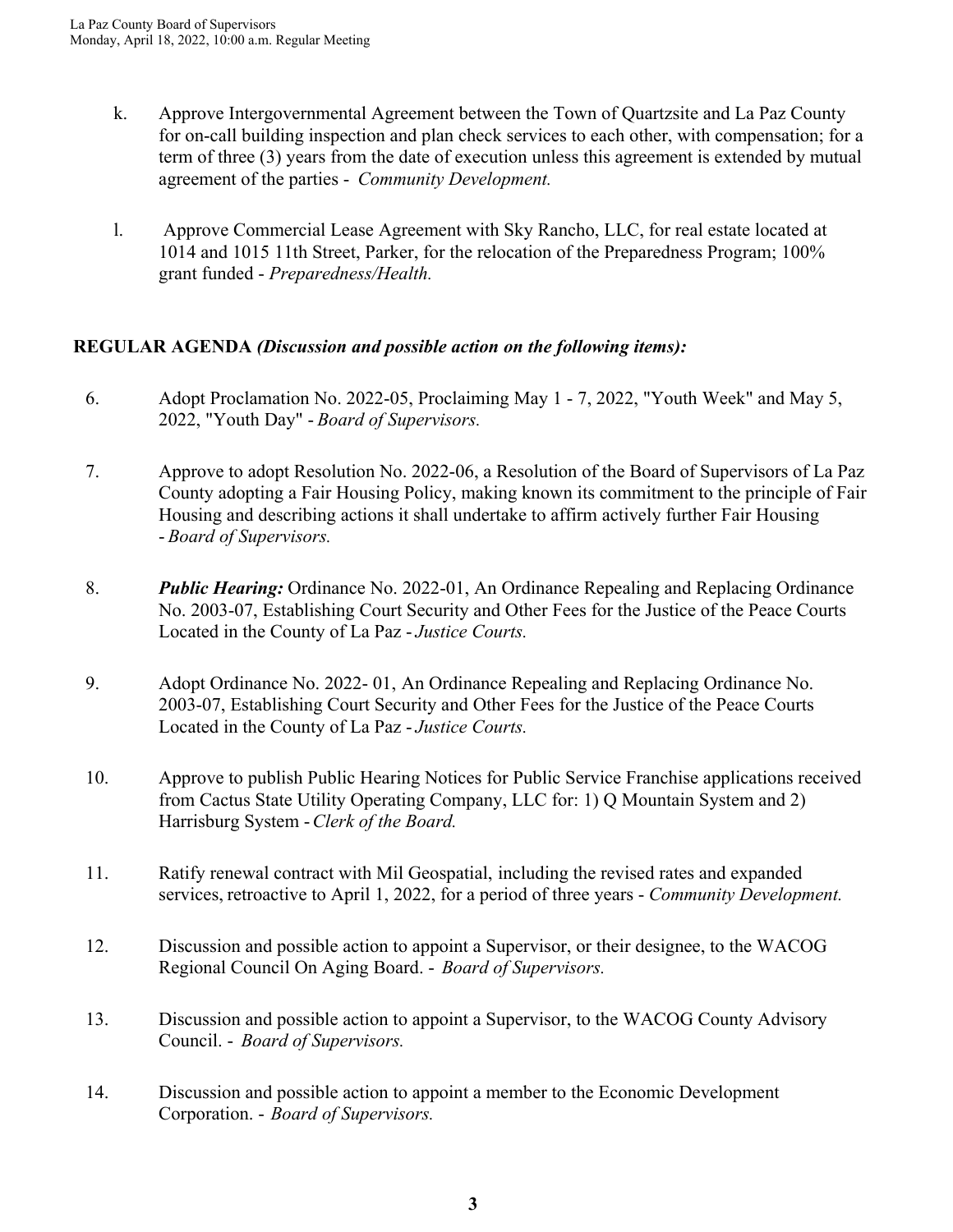k. Approve Intergovernmental Agreement between the Town of Quartzsite and La Paz County for on-call building inspection and plan check services to each other, with compensation; for a term of three (3) years from the date of execution unless this agreement is extended by mutual agreement of the parties - *Community Development.*

l. Approve Commercial Lease Agreement with Sky Rancho, LLC, for real estate located at 1014 and 1015 11th Street, Parker, for the relocation of the Preparedness Program; 100% grant funded - *Preparedness/Health.*

**REGULAR AGENDA *(Discussion and possible action on the following items):***

6. Adopt Proclamation No. 2022-05, Proclaiming May 1 - 7, 2022, "Youth Week" and May 5, 2022, "Youth Day" - *Board of Supervisors.*

7. Approve to adopt Resolution No. 2022-06, a Resolution of the Board of Supervisors of La Paz County adopting a Fair Housing Policy, making known its commitment to the principle of Fair Housing and describing actions it shall undertake to affirm actively further Fair Housing - *Board of Supervisors.*

8. ***Public Hearing:*** Ordinance No. 2022-01, An Ordinance Repealing and Replacing Ordinance No. 2003-07, Establishing Court Security and Other Fees for the Justice of the Peace Courts Located in the County of La Paz - *Justice Courts.*

9. Adopt Ordinance No. 2022- 01, An Ordinance Repealing and Replacing Ordinance No. 2003-07, Establishing Court Security and Other Fees for the Justice of the Peace Courts Located in the County of La Paz - *Justice Courts.*

10. Approve to publish Public Hearing Notices for Public Service Franchise applications received from Cactus State Utility Operating Company, LLC for: 1) Q Mountain System and 2) Harrisburg System - *Clerk of the Board.*

11. Ratify renewal contract with Mil Geospatial, including the revised rates and expanded services, retroactive to April 1, 2022, for a period of three years - *Community Development.*

12. Discussion and possible action to appoint a Supervisor, or their designee, to the WACOG Regional Council On Aging Board. - *Board of Supervisors.*

13. Discussion and possible action to appoint a Supervisor, to the WACOG County Advisory Council. - *Board of Supervisors.*

14. Discussion and possible action to appoint a member to the Economic Development Corporation. - *Board of Supervisors.*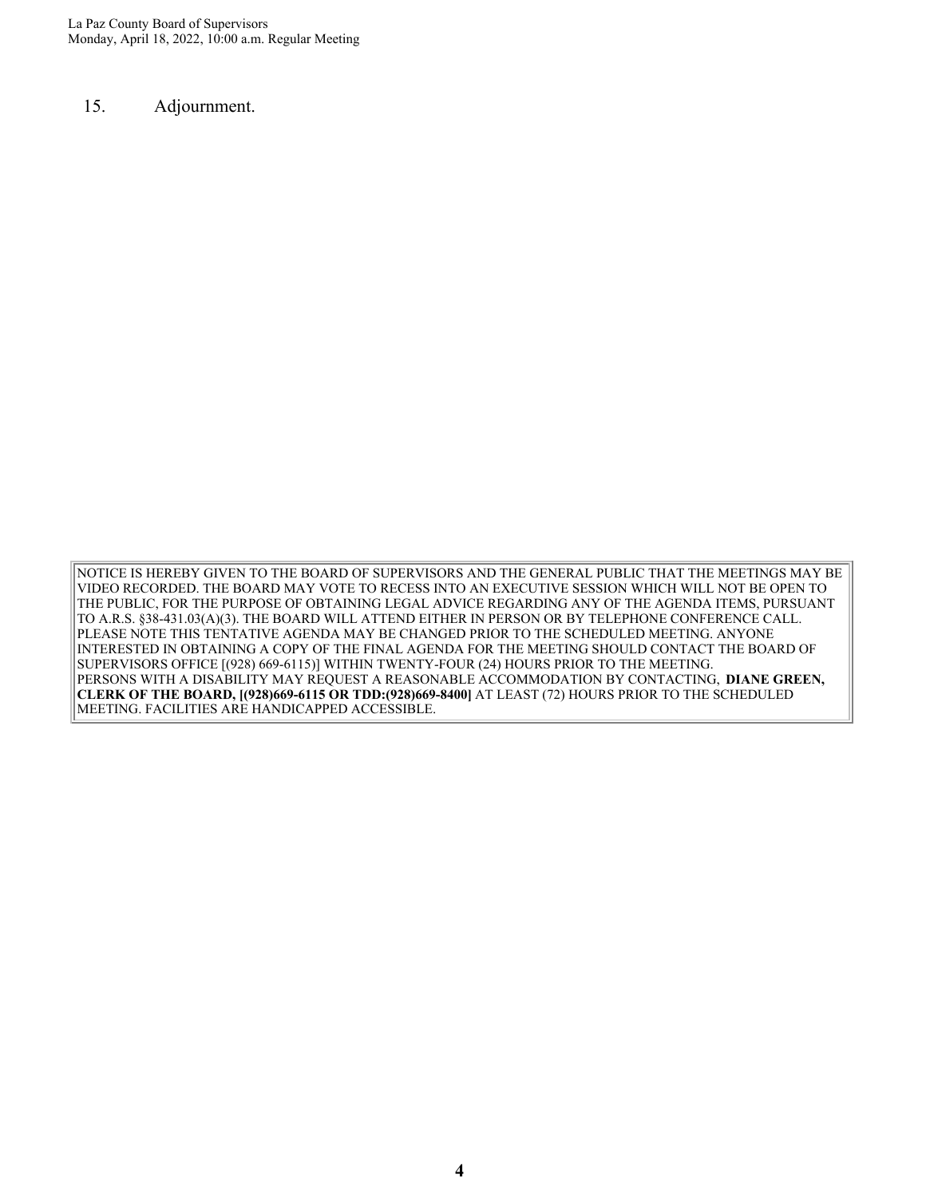15. Adjournment.

NOTICE IS HEREBY GIVEN TO THE BOARD OF SUPERVISORS AND THE GENERAL PUBLIC THAT THE MEETINGS MAY BE VIDEO RECORDED. THE BOARD MAY VOTE TO RECESS INTO AN EXECUTIVE SESSION WHICH WILL NOT BE OPEN TO THE PUBLIC, FOR THE PURPOSE OF OBTAINING LEGAL ADVICE REGARDING ANY OF THE AGENDA ITEMS, PURSUANT TO A.R.S. §38-431.03(A)(3). THE BOARD WILL ATTEND EITHER IN PERSON OR BY TELEPHONE CONFERENCE CALL. PLEASE NOTE THIS TENTATIVE AGENDA MAY BE CHANGED PRIOR TO THE SCHEDULED MEETING. ANYONE INTERESTED IN OBTAINING A COPY OF THE FINAL AGENDA FOR THE MEETING SHOULD CONTACT THE BOARD OF SUPERVISORS OFFICE [(928) 669-6115)] WITHIN TWENTY-FOUR (24) HOURS PRIOR TO THE MEETING. PERSONS WITH A DISABILITY MAY REQUEST A REASONABLE ACCOMMODATION BY CONTACTING, **DIANE GREEN, CLERK OF THE BOARD, [(928)669-6115 OR TDD:(928)669-8400]** AT LEAST (72) HOURS PRIOR TO THE SCHEDULED MEETING. FACILITIES ARE HANDICAPPED ACCESSIBLE.